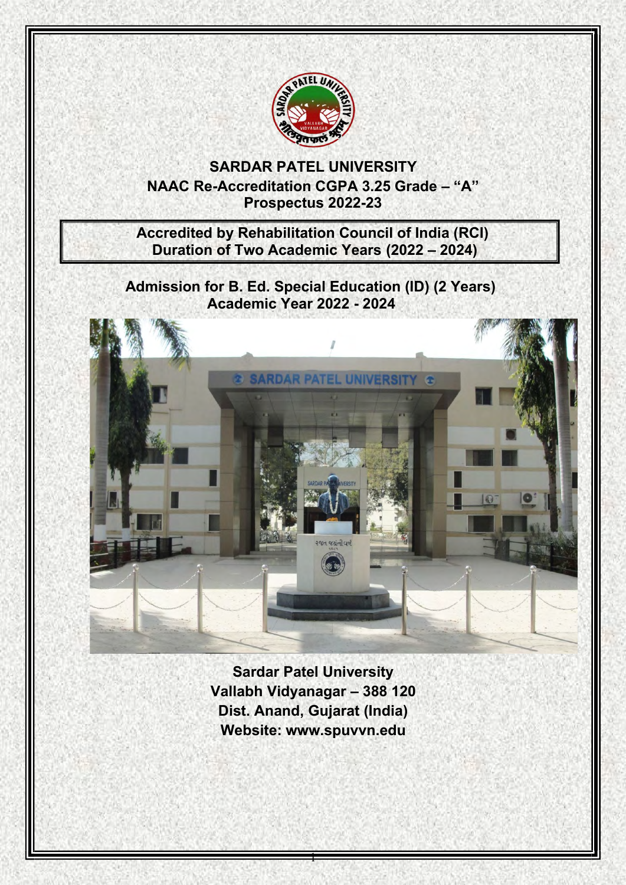# SARDAR PATEL UNIVERSITY

**NAAC Re-Accreditation CGPA 3.25 Grade – "A"**

**Prospectus 2022-23**

**Accredited by Rehabilitation Council of India (RCI)**
**Duration of Two Academic Years (2022 – 2024)**

## Admission for B. Ed. Special Education (ID) (2 Years) Academic Year 2022 - 2024

**Sardar Patel University**
**Vallabh Vidyanagar – 388 120**
**Dist. Anand, Gujarat (India)**
**Website: www.spuvvn.edu**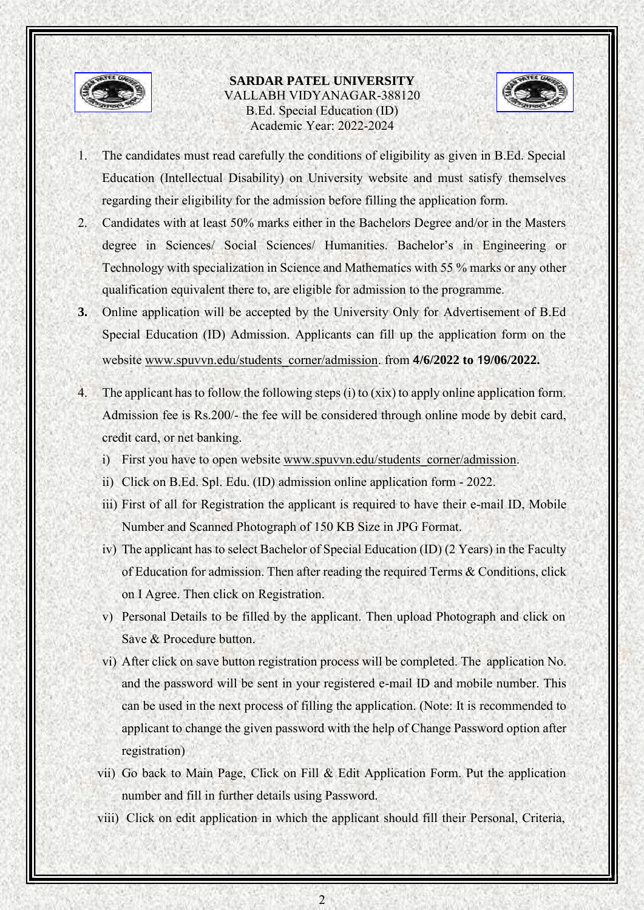**SARDAR PATEL UNIVERSITY**
VALLABH VIDYANAGAR-388120
B.Ed. Special Education (ID)
Academic Year: 2022-2024

1. The candidates must read carefully the conditions of eligibility as given in B.Ed. Special Education (Intellectual Disability) on University website and must satisfy themselves regarding their eligibility for the admission before filling the application form.
2. Candidates with at least 50% marks either in the Bachelors Degree and/or in the Masters degree in Sciences/ Social Sciences/ Humanities. Bachelor's in Engineering or Technology with specialization in Science and Mathematics with 55 % marks or any other qualification equivalent there to, are eligible for admission to the programme.
3. Online application will be accepted by the University Only for Advertisement of B.Ed Special Education (ID) Admission. Applicants can fill up the application form on the website www.spuvvn.edu/students_corner/admission. from **4/6/2022 to 19/06/2022.**
4. The applicant has to follow the following steps (i) to (xix) to apply online application form. Admission fee is Rs.200/- the fee will be considered through online mode by debit card, credit card, or net banking.
   i) First you have to open website www.spuvvn.edu/students_corner/admission.
   ii) Click on B.Ed. Spl. Edu. (ID) admission online application form - 2022.
   iii) First of all for Registration the applicant is required to have their e-mail ID, Mobile Number and Scanned Photograph of 150 KB Size in JPG Format.
   iv) The applicant has to select Bachelor of Special Education (ID) (2 Years) in the Faculty of Education for admission. Then after reading the required Terms & Conditions, click on I Agree. Then click on Registration.
   v) Personal Details to be filled by the applicant. Then upload Photograph and click on Save & Procedure button.
   vi) After click on save button registration process will be completed. The application No. and the password will be sent in your registered e-mail ID and mobile number. This can be used in the next process of filling the application. (Note: It is recommended to applicant to change the given password with the help of Change Password option after registration)
   vii) Go back to Main Page, Click on Fill & Edit Application Form. Put the application number and fill in further details using Password.
   viii) Click on edit application in which the applicant should fill their Personal, Criteria,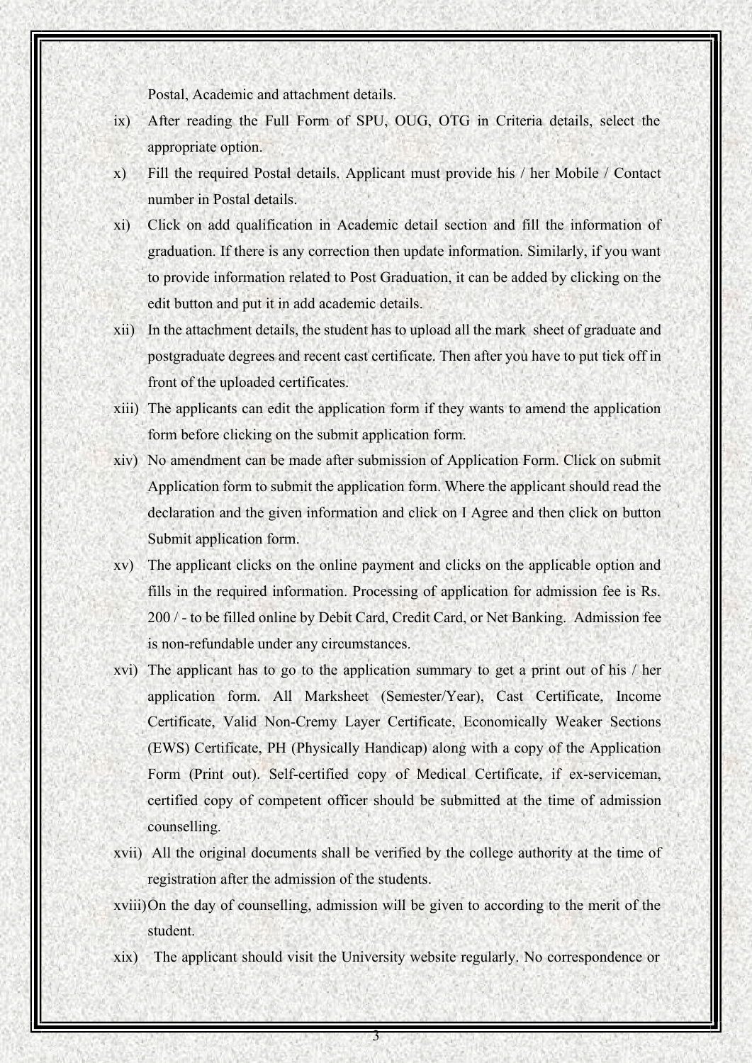Postal, Academic and attachment details.

ix) After reading the Full Form of SPU, OUG, OTG in Criteria details, select the appropriate option.

x) Fill the required Postal details. Applicant must provide his / her Mobile / Contact number in Postal details.

xi) Click on add qualification in Academic detail section and fill the information of graduation. If there is any correction then update information. Similarly, if you want to provide information related to Post Graduation, it can be added by clicking on the edit button and put it in add academic details.

xii) In the attachment details, the student has to upload all the mark sheet of graduate and postgraduate degrees and recent cast certificate. Then after you have to put tick off in front of the uploaded certificates.

xiii) The applicants can edit the application form if they wants to amend the application form before clicking on the submit application form.

xiv) No amendment can be made after submission of Application Form. Click on submit Application form to submit the application form. Where the applicant should read the declaration and the given information and click on I Agree and then click on button Submit application form.

xv) The applicant clicks on the online payment and clicks on the applicable option and fills in the required information. Processing of application for admission fee is Rs. 200 / - to be filled online by Debit Card, Credit Card, or Net Banking. Admission fee is non-refundable under any circumstances.

xvi) The applicant has to go to the application summary to get a print out of his / her application form. All Marksheet (Semester/Year), Cast Certificate, Income Certificate, Valid Non-Cremy Layer Certificate, Economically Weaker Sections (EWS) Certificate, PH (Physically Handicap) along with a copy of the Application Form (Print out). Self-certified copy of Medical Certificate, if ex-serviceman, certified copy of competent officer should be submitted at the time of admission counselling.

xvii) All the original documents shall be verified by the college authority at the time of registration after the admission of the students.

xviii) On the day of counselling, admission will be given to according to the merit of the student.

xix) The applicant should visit the University website regularly. No correspondence or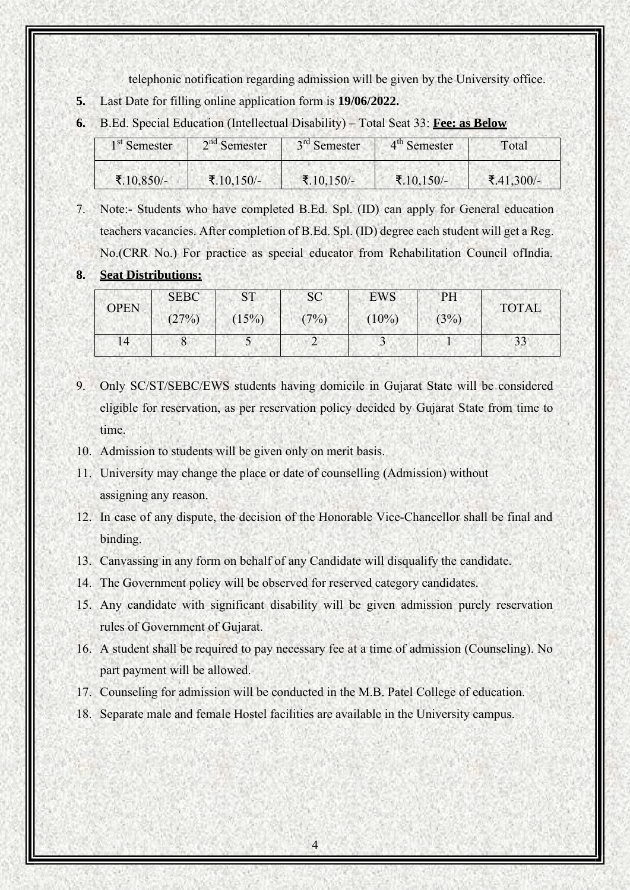telephonic notification regarding admission will be given by the University office.

**5.** Last Date for filling online application form is **19/06/2022.**

**6.** B.Ed. Special Education (Intellectual Disability) – Total Seat 33: **Fee: as Below**

| 1st Semester | 2nd Semester | 3rd Semester | 4th Semester | Total |
|---|---|---|---|---|
| ₹.10,850/- | ₹.10,150/- | ₹.10,150/- | ₹.10,150/- | ₹.41,300/- |

7. Note:- Students who have completed B.Ed. Spl. (ID) can apply for General education teachers vacancies. After completion of B.Ed. Spl. (ID) degree each student will get a Reg. No.(CRR No.) For practice as special educator from Rehabilitation Council ofIndia.

**8.** **Seat Distributions:**

| OPEN | SEBC (27%) | ST (15%) | SC (7%) | EWS (10%) | PH (3%) | TOTAL |
|---|---|---|---|---|---|---|
| 14 | 8 | 5 | 2 | 3 | 1 | 33 |

9. Only SC/ST/SEBC/EWS students having domicile in Gujarat State will be considered eligible for reservation, as per reservation policy decided by Gujarat State from time to time.
10. Admission to students will be given only on merit basis.
11. University may change the place or date of counselling (Admission) without assigning any reason.
12. In case of any dispute, the decision of the Honorable Vice-Chancellor shall be final and binding.
13. Canvassing in any form on behalf of any Candidate will disqualify the candidate.
14. The Government policy will be observed for reserved category candidates.
15. Any candidate with significant disability will be given admission purely reservation rules of Government of Gujarat.
16. A student shall be required to pay necessary fee at a time of admission (Counseling). No part payment will be allowed.
17. Counseling for admission will be conducted in the M.B. Patel College of education.
18. Separate male and female Hostel facilities are available in the University campus.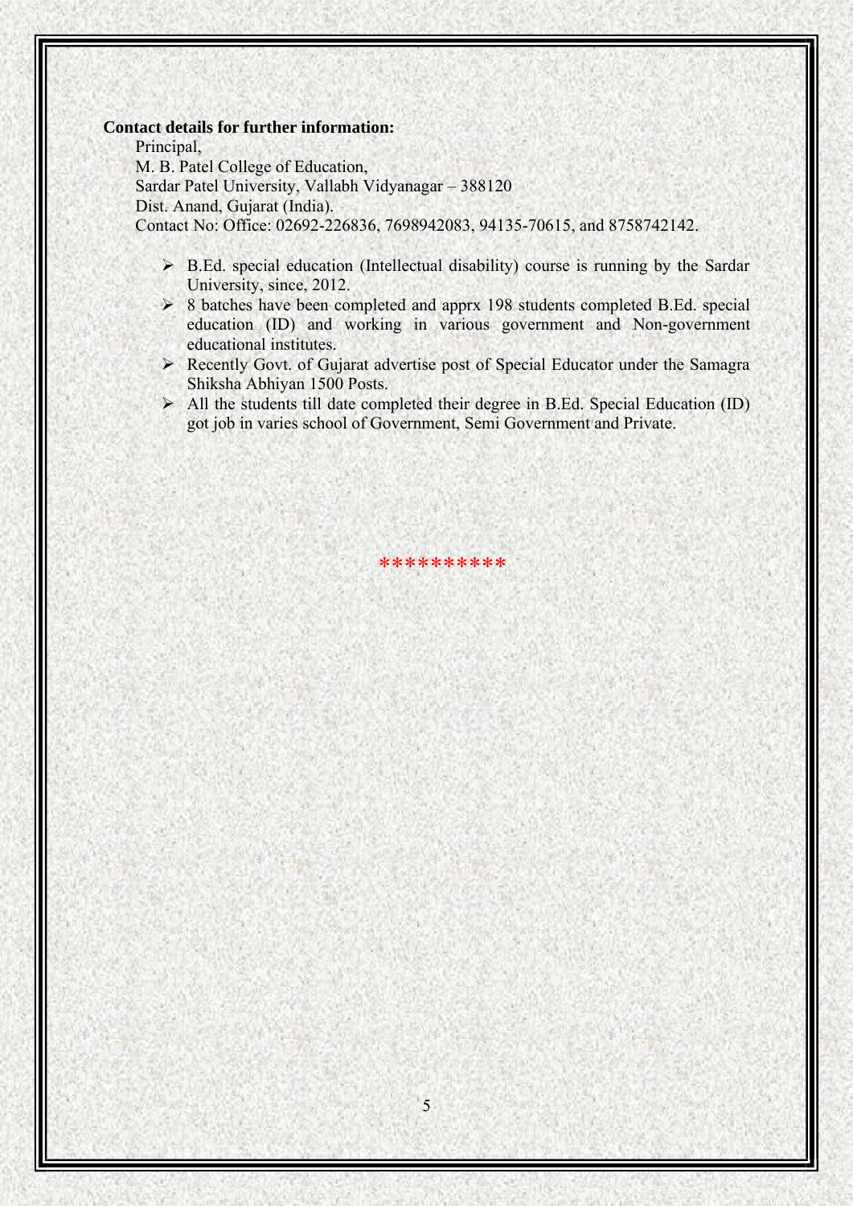**Contact details for further information:**

Principal,
M. B. Patel College of Education,
Sardar Patel University, Vallabh Vidyanagar – 388120
Dist. Anand, Gujarat (India).
Contact No: Office: 02692-226836, 7698942083, 94135-70615, and 8758742142.

- B.Ed. special education (Intellectual disability) course is running by the Sardar University, since, 2012.
- 8 batches have been completed and apprx 198 students completed B.Ed. special education (ID) and working in various government and Non-government educational institutes.
- Recently Govt. of Gujarat advertise post of Special Educator under the Samagra Shiksha Abhiyan 1500 Posts.
- All the students till date completed their degree in B.Ed. Special Education (ID) got job in varies school of Government, Semi Government and Private.

**********